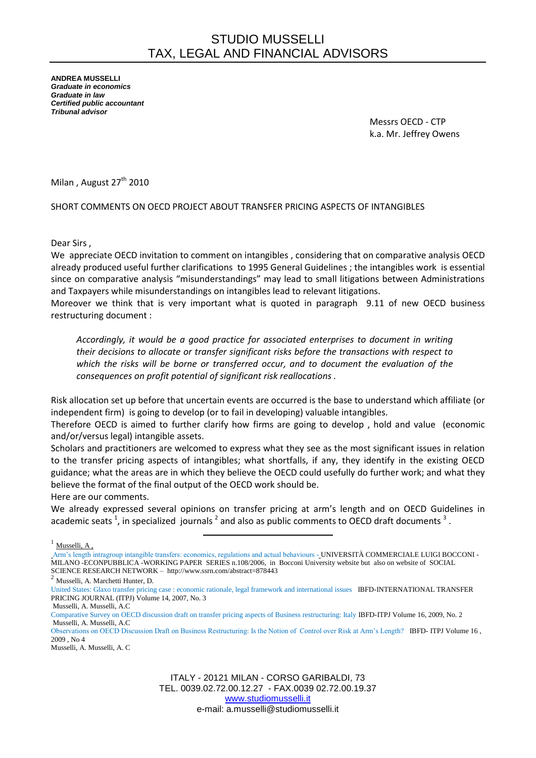# STUDIO MUSSELLI
# TAX, LEGAL AND FINANCIAL ADVISORS

**ANDREA MUSSELLI**
***Graduate in economics***
***Graduate in law***
***Certified public accountant***
***Tribunal advisor***

Messrs OECD - CTP
k.a. Mr. Jeffrey Owens

Milan , August 27th 2010

SHORT COMMENTS ON OECD PROJECT ABOUT TRANSFER PRICING ASPECTS OF INTANGIBLES

Dear Sirs ,

We appreciate OECD invitation to comment on intangibles , considering that on comparative analysis OECD already produced useful further clarifications to 1995 General Guidelines ; the intangibles work is essential since on comparative analysis "misunderstandings" may lead to small litigations between Administrations and Taxpayers while misunderstandings on intangibles lead to relevant litigations.

Moreover we think that is very important what is quoted in paragraph 9.11 of new OECD business restructuring document :

> *Accordingly, it would be a good practice for associated enterprises to document in writing their decisions to allocate or transfer significant risks before the transactions with respect to which the risks will be borne or transferred occur, and to document the evaluation of the consequences on profit potential of significant risk reallocations .*

Risk allocation set up before that uncertain events are occurred is the base to understand which affiliate (or independent firm) is going to develop (or to fail in developing) valuable intangibles.

Therefore OECD is aimed to further clarify how firms are going to develop , hold and value (economic and/or/versus legal) intangible assets.

Scholars and practitioners are welcomed to express what they see as the most significant issues in relation to the transfer pricing aspects of intangibles; what shortfalls, if any, they identify in the existing OECD guidance; what the areas are in which they believe the OECD could usefully do further work; and what they believe the format of the final output of the OECD work should be.

Here are our comments.

We already expressed several opinions on transfer pricing at arm's length and on OECD Guidelines in academic seats [1], in specialized journals [2] and also as public comments to OECD draft documents [3] .

---

[1] Musselli, A ,
Arm's length intragroup intangible transfers: economics, regulations and actual behaviours - UNIVERSITÀ COMMERCIALE LUIGI BOCCONI - MILANO -ECONPUBBLICA -WORKING PAPER SERIES n.108/2006, in Bocconi University website but also on website of SOCIAL SCIENCE RESEARCH NETWORK – http://www.ssrn.com/abstract=878443

[2] Musselli, A. Marchetti Hunter, D.
United States: Glaxo transfer pricing case : economic rationale, legal framework and international issues IBFD-INTERNATIONAL TRANSFER PRICING JOURNAL (ITPJ) Volume 14, 2007, No. 3
Musselli, A. Musselli, A.C
Comparative Survey on OECD discussion draft on transfer pricing aspects of Business restructuring: Italy IBFD-ITPJ Volume 16, 2009, No. 2
Musselli, A. Musselli, A.C
Observations on OECD Discussion Draft on Business Restructuring: Is the Notion of Control over Risk at Arm's Length? IBFD- ITPJ Volume 16 , 2009 , No 4
Musselli, A. Musselli, A. C

ITALY - 20121 MILAN - CORSO GARIBALDI, 73
TEL. 0039.02.72.00.12.27 - FAX.0039 02.72.00.19.37
www.studiomusselli.it
e-mail: a.musselli@studiomusselli.it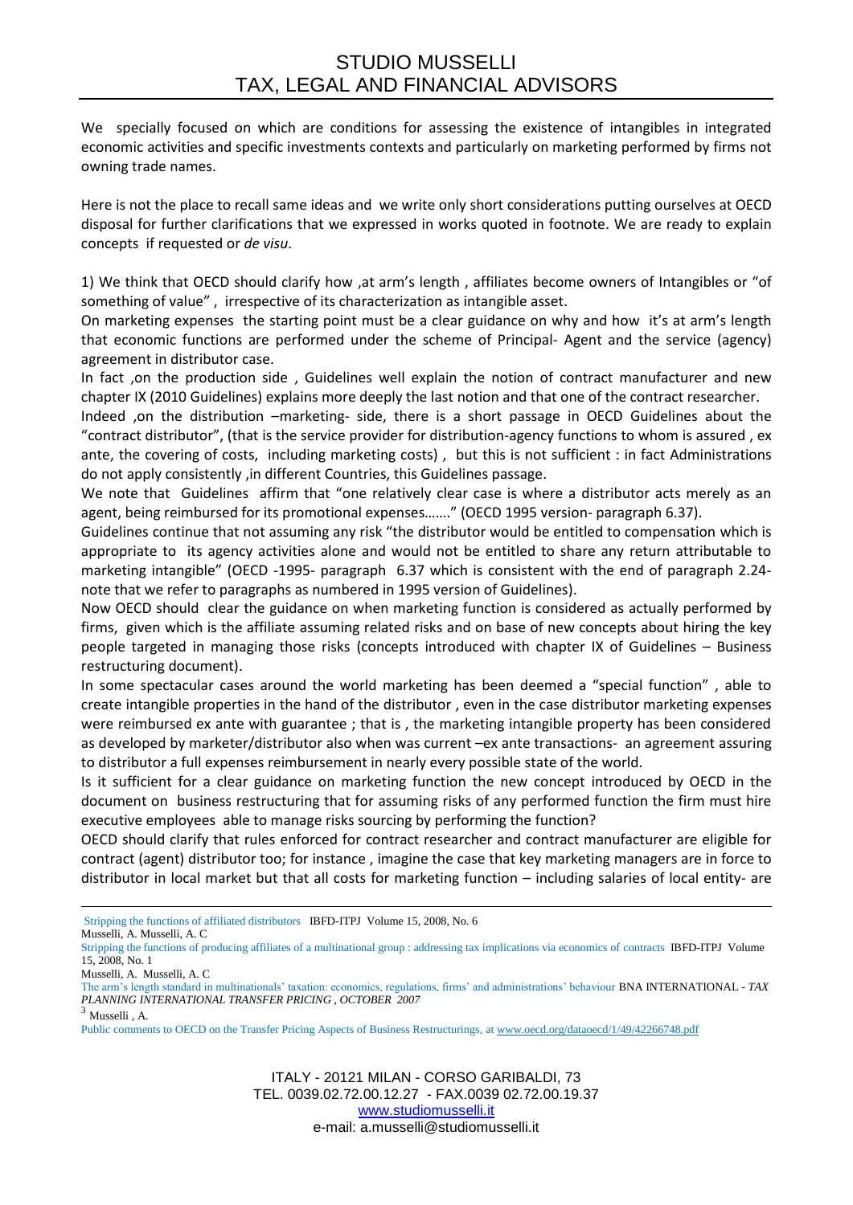We specially focused on which are conditions for assessing the existence of intangibles in integrated economic activities and specific investments contexts and particularly on marketing performed by firms not owning trade names.

Here is not the place to recall same ideas and we write only short considerations putting ourselves at OECD disposal for further clarifications that we expressed in works quoted in footnote. We are ready to explain concepts if requested or *de visu*.

1) We think that OECD should clarify how ,at arm's length , affiliates become owners of Intangibles or "of something of value" , irrespective of its characterization as intangible asset.

On marketing expenses the starting point must be a clear guidance on why and how it's at arm's length that economic functions are performed under the scheme of Principal- Agent and the service (agency) agreement in distributor case.

In fact ,on the production side , Guidelines well explain the notion of contract manufacturer and new chapter IX (2010 Guidelines) explains more deeply the last notion and that one of the contract researcher.

Indeed ,on the distribution –marketing- side, there is a short passage in OECD Guidelines about the "contract distributor", (that is the service provider for distribution-agency functions to whom is assured , ex ante, the covering of costs, including marketing costs) , but this is not sufficient : in fact Administrations do not apply consistently ,in different Countries, this Guidelines passage.

We note that Guidelines affirm that "one relatively clear case is where a distributor acts merely as an agent, being reimbursed for its promotional expenses……." (OECD 1995 version- paragraph 6.37).

Guidelines continue that not assuming any risk "the distributor would be entitled to compensation which is appropriate to its agency activities alone and would not be entitled to share any return attributable to marketing intangible" (OECD -1995- paragraph 6.37 which is consistent with the end of paragraph 2.24- note that we refer to paragraphs as numbered in 1995 version of Guidelines).

Now OECD should clear the guidance on when marketing function is considered as actually performed by firms, given which is the affiliate assuming related risks and on base of new concepts about hiring the key people targeted in managing those risks (concepts introduced with chapter IX of Guidelines – Business restructuring document).

In some spectacular cases around the world marketing has been deemed a "special function" , able to create intangible properties in the hand of the distributor , even in the case distributor marketing expenses were reimbursed ex ante with guarantee ; that is , the marketing intangible property has been considered as developed by marketer/distributor also when was current –ex ante transactions- an agreement assuring to distributor a full expenses reimbursement in nearly every possible state of the world.

Is it sufficient for a clear guidance on marketing function the new concept introduced by OECD in the document on business restructuring that for assuming risks of any performed function the firm must hire executive employees able to manage risks sourcing by performing the function?

OECD should clarify that rules enforced for contract researcher and contract manufacturer are eligible for contract (agent) distributor too; for instance , imagine the case that key marketing managers are in force to distributor in local market but that all costs for marketing function – including salaries of local entity- are

---

Stripping the functions of affiliated distributors IBFD-ITPJ Volume 15, 2008, No. 6
Musselli, A. Musselli, A. C

Stripping the functions of producing affiliates of a multinational group : addressing tax implications via economics of contracts IBFD-ITPJ Volume 15, 2008, No. 1
Musselli, A. Musselli, A. C

The arm's length standard in multinationals' taxation: economics, regulations, firms' and administrations' behaviour BNA INTERNATIONAL - *TAX PLANNING INTERNATIONAL TRANSFER PRICING , OCTOBER 2007*

[3] Musselli , A.
Public comments to OECD on the Transfer Pricing Aspects of Business Restructurings, at www.oecd.org/dataoecd/1/49/42266748.pdf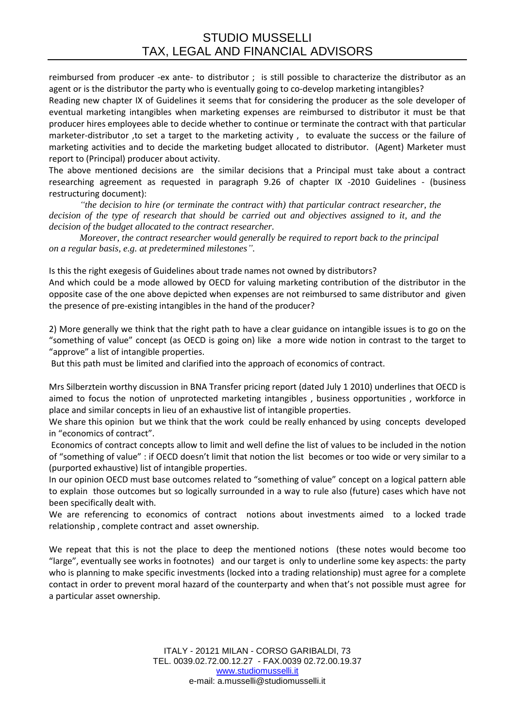reimbursed from producer -ex ante- to distributor ; is still possible to characterize the distributor as an agent or is the distributor the party who is eventually going to co-develop marketing intangibles?

Reading new chapter IX of Guidelines it seems that for considering the producer as the sole developer of eventual marketing intangibles when marketing expenses are reimbursed to distributor it must be that producer hires employees able to decide whether to continue or terminate the contract with that particular marketer-distributor ,to set a target to the marketing activity , to evaluate the success or the failure of marketing activities and to decide the marketing budget allocated to distributor. (Agent) Marketer must report to (Principal) producer about activity.

The above mentioned decisions are the similar decisions that a Principal must take about a contract researching agreement as requested in paragraph 9.26 of chapter IX -2010 Guidelines - (business restructuring document):

> *"the decision to hire (or terminate the contract with) that particular contract researcher, the decision of the type of research that should be carried out and objectives assigned to it, and the decision of the budget allocated to the contract researcher.*
>
> *Moreover, the contract researcher would generally be required to report back to the principal on a regular basis, e.g. at predetermined milestones".*

Is this the right exegesis of Guidelines about trade names not owned by distributors?

And which could be a mode allowed by OECD for valuing marketing contribution of the distributor in the opposite case of the one above depicted when expenses are not reimbursed to same distributor and given the presence of pre-existing intangibles in the hand of the producer?

2) More generally we think that the right path to have a clear guidance on intangible issues is to go on the "something of value" concept (as OECD is going on) like a more wide notion in contrast to the target to "approve" a list of intangible properties.

But this path must be limited and clarified into the approach of economics of contract.

Mrs Silberztein worthy discussion in BNA Transfer pricing report (dated July 1 2010) underlines that OECD is aimed to focus the notion of unprotected marketing intangibles , business opportunities , workforce in place and similar concepts in lieu of an exhaustive list of intangible properties.

We share this opinion but we think that the work could be really enhanced by using concepts developed in "economics of contract".

Economics of contract concepts allow to limit and well define the list of values to be included in the notion of "something of value" : if OECD doesn't limit that notion the list becomes or too wide or very similar to a (purported exhaustive) list of intangible properties.

In our opinion OECD must base outcomes related to "something of value" concept on a logical pattern able to explain those outcomes but so logically surrounded in a way to rule also (future) cases which have not been specifically dealt with.

We are referencing to economics of contract notions about investments aimed to a locked trade relationship , complete contract and asset ownership.

We repeat that this is not the place to deep the mentioned notions (these notes would become too "large", eventually see works in footnotes) and our target is only to underline some key aspects: the party who is planning to make specific investments (locked into a trading relationship) must agree for a complete contact in order to prevent moral hazard of the counterparty and when that's not possible must agree for a particular asset ownership.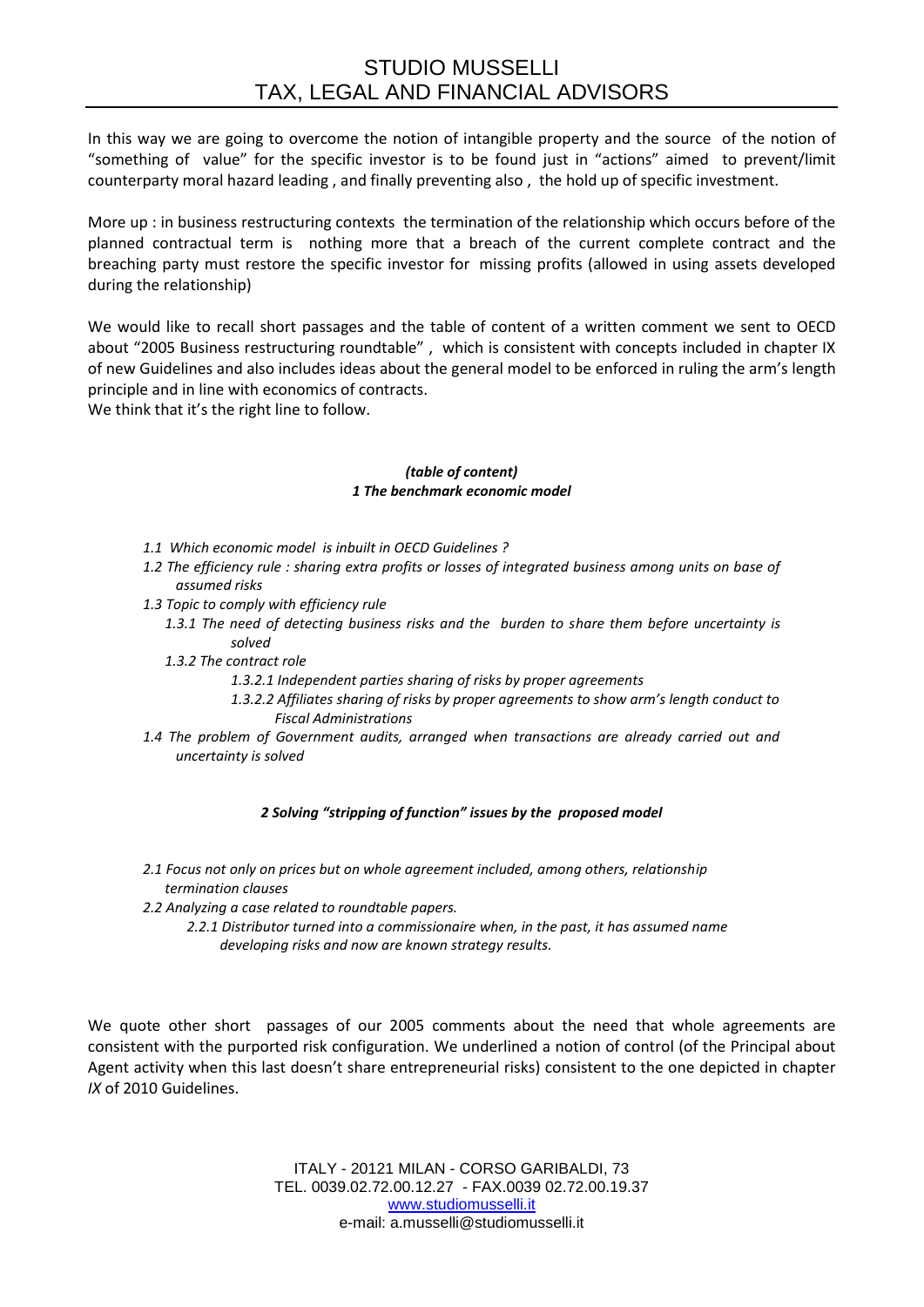In this way we are going to overcome the notion of intangible property and the source of the notion of "something of value" for the specific investor is to be found just in "actions" aimed to prevent/limit counterparty moral hazard leading , and finally preventing also , the hold up of specific investment.

More up : in business restructuring contexts the termination of the relationship which occurs before of the planned contractual term is nothing more that a breach of the current complete contract and the breaching party must restore the specific investor for missing profits (allowed in using assets developed during the relationship)

We would like to recall short passages and the table of content of a written comment we sent to OECD about "2005 Business restructuring roundtable" , which is consistent with concepts included in chapter IX of new Guidelines and also includes ideas about the general model to be enforced in ruling the arm's length principle and in line with economics of contracts.
We think that it's the right line to follow.

***(table of content)***
***1 The benchmark economic model***

- *1.1 Which economic model is inbuilt in OECD Guidelines ?*
- *1.2 The efficiency rule : sharing extra profits or losses of integrated business among units on base of assumed risks*
- *1.3 Topic to comply with efficiency rule*
  - *1.3.1 The need of detecting business risks and the burden to share them before uncertainty is solved*
  - *1.3.2 The contract role*
    - *1.3.2.1 Independent parties sharing of risks by proper agreements*
    - *1.3.2.2 Affiliates sharing of risks by proper agreements to show arm's length conduct to Fiscal Administrations*
- *1.4 The problem of Government audits, arranged when transactions are already carried out and uncertainty is solved*

***2 Solving "stripping of function" issues by the proposed model***

- *2.1 Focus not only on prices but on whole agreement included, among others, relationship termination clauses*
- *2.2 Analyzing a case related to roundtable papers.*
  - *2.2.1 Distributor turned into a commissionaire when, in the past, it has assumed name developing risks and now are known strategy results.*

We quote other short passages of our 2005 comments about the need that whole agreements are consistent with the purported risk configuration. We underlined a notion of control (of the Principal about Agent activity when this last doesn't share entrepreneurial risks) consistent to the one depicted in chapter *IX* of 2010 Guidelines.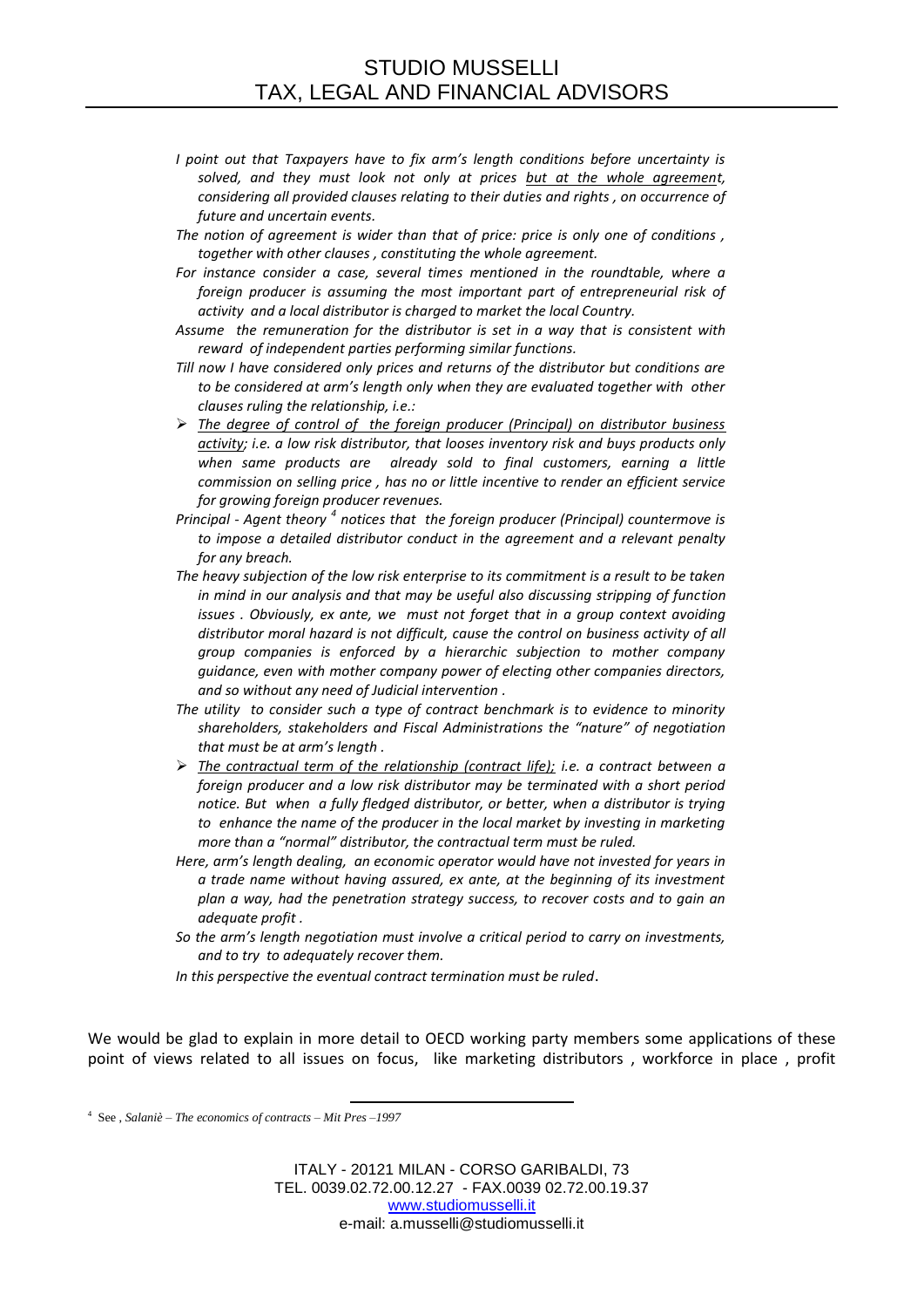*I point out that Taxpayers have to fix arm's length conditions before uncertainty is solved, and they must look not only at prices <u>but at the whole agreement</u>, considering all provided clauses relating to their duties and rights , on occurrence of future and uncertain events.*

*The notion of agreement is wider than that of price: price is only one of conditions , together with other clauses , constituting the whole agreement.*

*For instance consider a case, several times mentioned in the roundtable, where a foreign producer is assuming the most important part of entrepreneurial risk of activity and a local distributor is charged to market the local Country.*

*Assume the remuneration for the distributor is set in a way that is consistent with reward of independent parties performing similar functions.*

*Till now I have considered only prices and returns of the distributor but conditions are to be considered at arm's length only when they are evaluated together with other clauses ruling the relationship, i.e.:*

- *<u>The degree of control of the foreign producer (Principal) on distributor business activity</u>; i.e. a low risk distributor, that looses inventory risk and buys products only when same products are already sold to final customers, earning a little commission on selling price , has no or little incentive to render an efficient service for growing foreign producer revenues.*

*Principal - Agent theory [4] notices that the foreign producer (Principal) countermove is to impose a detailed distributor conduct in the agreement and a relevant penalty for any breach.*

*The heavy subjection of the low risk enterprise to its commitment is a result to be taken in mind in our analysis and that may be useful also discussing stripping of function issues . Obviously, ex ante, we must not forget that in a group context avoiding distributor moral hazard is not difficult, cause the control on business activity of all group companies is enforced by a hierarchic subjection to mother company guidance, even with mother company power of electing other companies directors, and so without any need of Judicial intervention .*

*The utility to consider such a type of contract benchmark is to evidence to minority shareholders, stakeholders and Fiscal Administrations the "nature" of negotiation that must be at arm's length .*

- *<u>The contractual term of the relationship (contract life);</u> i.e. a contract between a foreign producer and a low risk distributor may be terminated with a short period notice. But when a fully fledged distributor, or better, when a distributor is trying to enhance the name of the producer in the local market by investing in marketing more than a "normal" distributor, the contractual term must be ruled.*

*Here, arm's length dealing, an economic operator would have not invested for years in a trade name without having assured, ex ante, at the beginning of its investment plan a way, had the penetration strategy success, to recover costs and to gain an adequate profit .*

*So the arm's length negotiation must involve a critical period to carry on investments, and to try to adequately recover them.*

*In this perspective the eventual contract termination must be ruled*.

We would be glad to explain in more detail to OECD working party members some applications of these point of views related to all issues on focus, like marketing distributors , workforce in place , profit

[4] See , *Salaniè – The economics of contracts – Mit Pres –1997*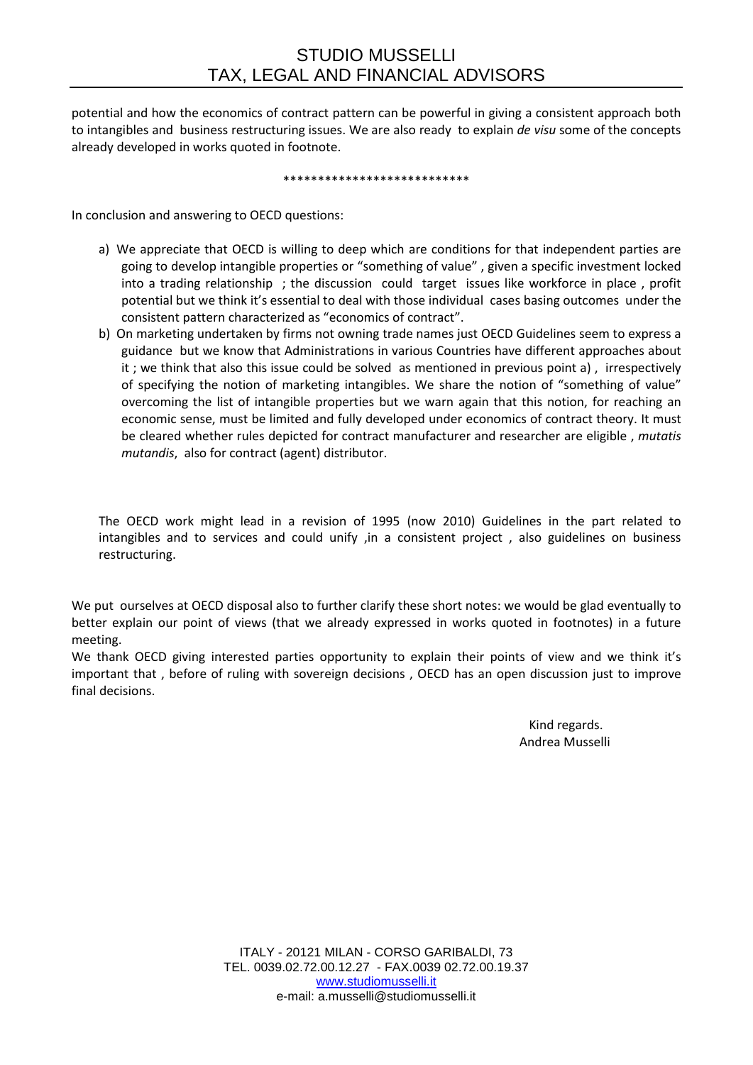potential and how the economics of contract pattern can be powerful in giving a consistent approach both to intangibles and business restructuring issues. We are also ready to explain *de visu* some of the concepts already developed in works quoted in footnote.

***************************

In conclusion and answering to OECD questions:

a) We appreciate that OECD is willing to deep which are conditions for that independent parties are going to develop intangible properties or "something of value" , given a specific investment locked into a trading relationship ; the discussion could target issues like workforce in place , profit potential but we think it's essential to deal with those individual cases basing outcomes under the consistent pattern characterized as "economics of contract".
b) On marketing undertaken by firms not owning trade names just OECD Guidelines seem to express a guidance but we know that Administrations in various Countries have different approaches about it ; we think that also this issue could be solved as mentioned in previous point a) , irrespectively of specifying the notion of marketing intangibles. We share the notion of "something of value" overcoming the list of intangible properties but we warn again that this notion, for reaching an economic sense, must be limited and fully developed under economics of contract theory. It must be cleared whether rules depicted for contract manufacturer and researcher are eligible , *mutatis mutandis*, also for contract (agent) distributor.

The OECD work might lead in a revision of 1995 (now 2010) Guidelines in the part related to intangibles and to services and could unify ,in a consistent project , also guidelines on business restructuring.

We put ourselves at OECD disposal also to further clarify these short notes: we would be glad eventually to better explain our point of views (that we already expressed in works quoted in footnotes) in a future meeting.
We thank OECD giving interested parties opportunity to explain their points of view and we think it's important that , before of ruling with sovereign decisions , OECD has an open discussion just to improve final decisions.

Kind regards.
Andrea Musselli